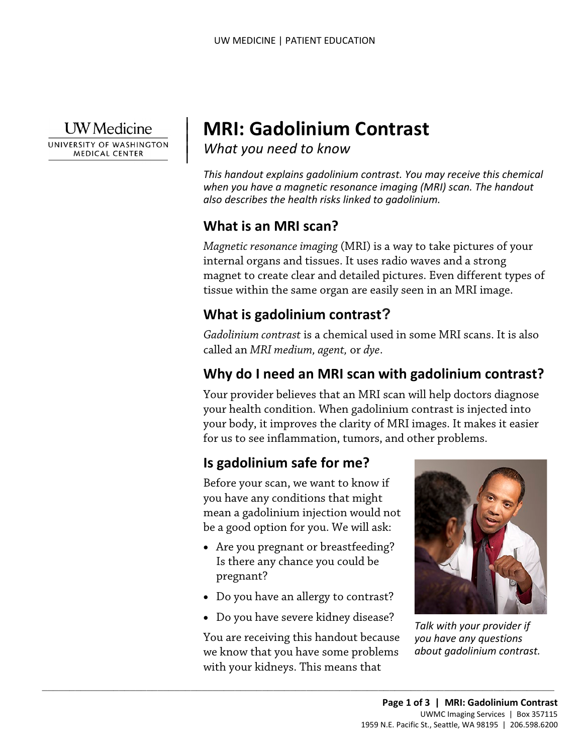# MRI: Gadolinium Contrast

*What you need to know*

*This handout explains gadolinium contrast. You may receive this chemical when you have a magnetic resonance imaging (MRI) scan. The handout also describes the health risks linked to gadolinium.*

## What is an MRI scan?

*Magnetic resonance imaging* (MRI) is a way to take pictures of your internal organs and tissues. It uses radio waves and a strong magnet to create clear and detailed pictures. Even different types of tissue within the same organ are easily seen in an MRI image.

## What is gadolinium contrast?

*Gadolinium contrast* is a chemical used in some MRI scans. It is also called an *MRI medium, agent,* or *dye*.

## Why do I need an MRI scan with gadolinium contrast?

Your provider believes that an MRI scan will help doctors diagnose your health condition. When gadolinium contrast is injected into your body, it improves the clarity of MRI images. It makes it easier for us to see inflammation, tumors, and other problems.

## Is gadolinium safe for me?

Before your scan, we want to know if you have any conditions that might mean a gadolinium injection would not be a good option for you. We will ask:

- Are you pregnant or breastfeeding? Is there any chance you could be pregnant?
- Do you have an allergy to contrast?
- Do you have severe kidney disease?

You are receiving this handout because we know that you have some problems with your kidneys. This means that

*Talk with your provider if you have any questions about gadolinium contrast.*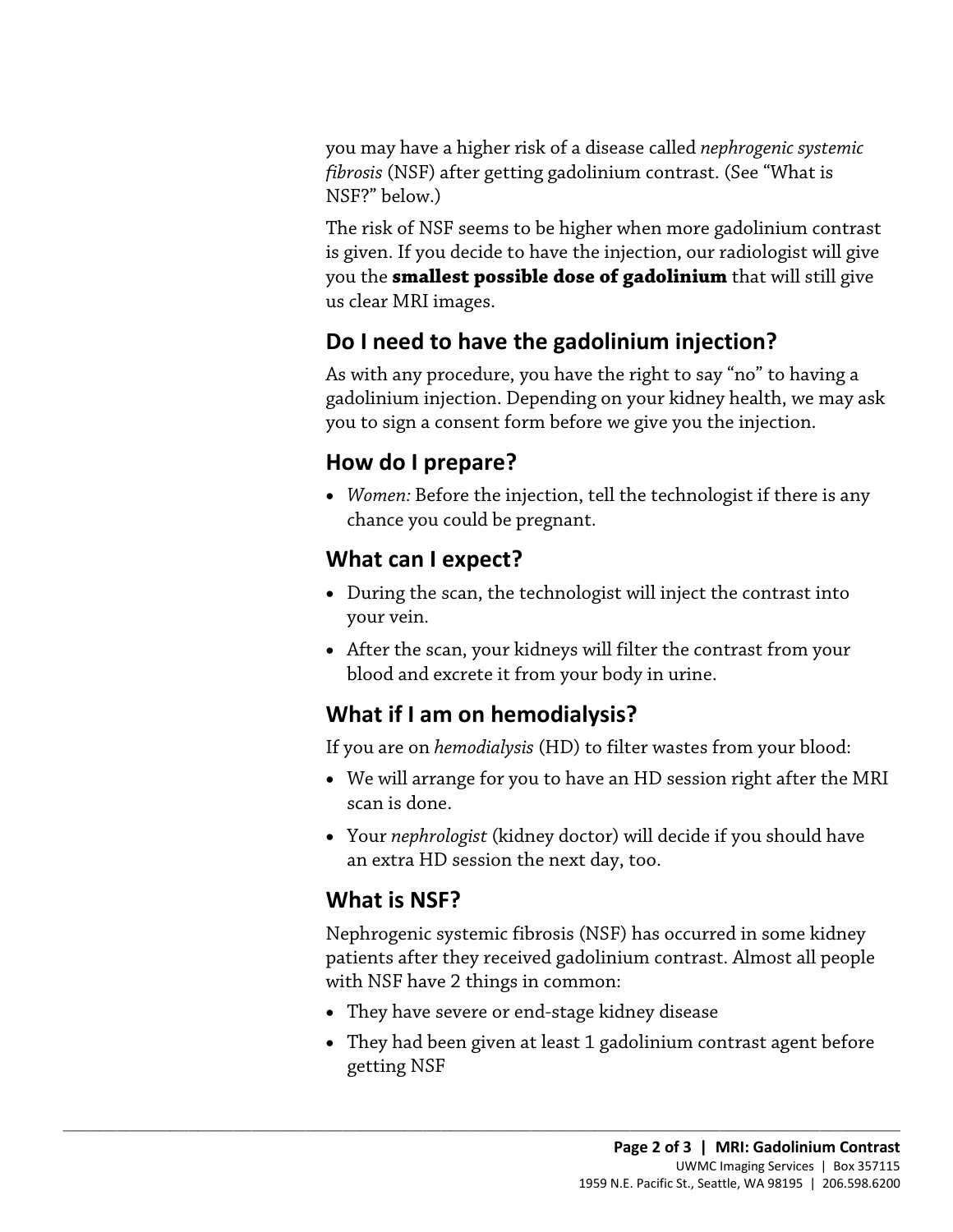you may have a higher risk of a disease called *nephrogenic systemic fibrosis* (NSF) after getting gadolinium contrast. (See "What is NSF?" below.)

The risk of NSF seems to be higher when more gadolinium contrast is given. If you decide to have the injection, our radiologist will give you the **smallest possible dose of gadolinium** that will still give us clear MRI images.

## Do I need to have the gadolinium injection?

As with any procedure, you have the right to say "no" to having a gadolinium injection. Depending on your kidney health, we may ask you to sign a consent form before we give you the injection.

## How do I prepare?

- *Women:* Before the injection, tell the technologist if there is any chance you could be pregnant.

## What can I expect?

- During the scan, the technologist will inject the contrast into your vein.
- After the scan, your kidneys will filter the contrast from your blood and excrete it from your body in urine.

## What if I am on hemodialysis?

If you are on *hemodialysis* (HD) to filter wastes from your blood:

- We will arrange for you to have an HD session right after the MRI scan is done.
- Your *nephrologist* (kidney doctor) will decide if you should have an extra HD session the next day, too.

## What is NSF?

Nephrogenic systemic fibrosis (NSF) has occurred in some kidney patients after they received gadolinium contrast. Almost all people with NSF have 2 things in common:

- They have severe or end-stage kidney disease
- They had been given at least 1 gadolinium contrast agent before getting NSF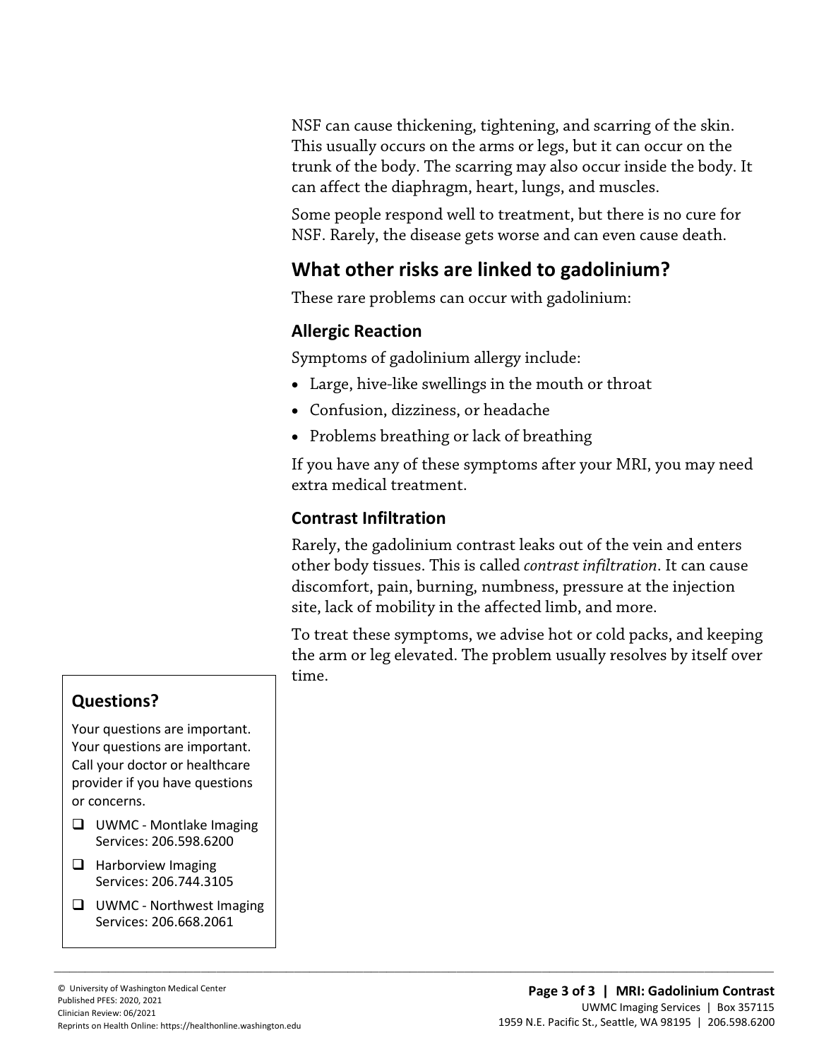NSF can cause thickening, tightening, and scarring of the skin. This usually occurs on the arms or legs, but it can occur on the trunk of the body. The scarring may also occur inside the body. It can affect the diaphragm, heart, lungs, and muscles.

Some people respond well to treatment, but there is no cure for NSF. Rarely, the disease gets worse and can even cause death.

## What other risks are linked to gadolinium?

These rare problems can occur with gadolinium:

### Allergic Reaction

Symptoms of gadolinium allergy include:

- Large, hive-like swellings in the mouth or throat
- Confusion, dizziness, or headache
- Problems breathing or lack of breathing

If you have any of these symptoms after your MRI, you may need extra medical treatment.

### Contrast Infiltration

Rarely, the gadolinium contrast leaks out of the vein and enters other body tissues. This is called *contrast infiltration*. It can cause discomfort, pain, burning, numbness, pressure at the injection site, lack of mobility in the affected limb, and more.

To treat these symptoms, we advise hot or cold packs, and keeping the arm or leg elevated. The problem usually resolves by itself over time.

### Questions?

Your questions are important. Your questions are important. Call your doctor or healthcare provider if you have questions or concerns.

- ❑ UWMC - Montlake Imaging Services: 206.598.6200
- ❑ Harborview Imaging Services: 206.744.3105
- ❑ UWMC - Northwest Imaging Services: 206.668.2061

© University of Washington Medical Center
Published PFES: 2020, 2021
Clinician Review: 06/2021
Reprints on Health Online: https://healthonline.washington.edu

UWMC Imaging Services | Box 357115
1959 N.E. Pacific St., Seattle, WA 98195 | 206.598.6200